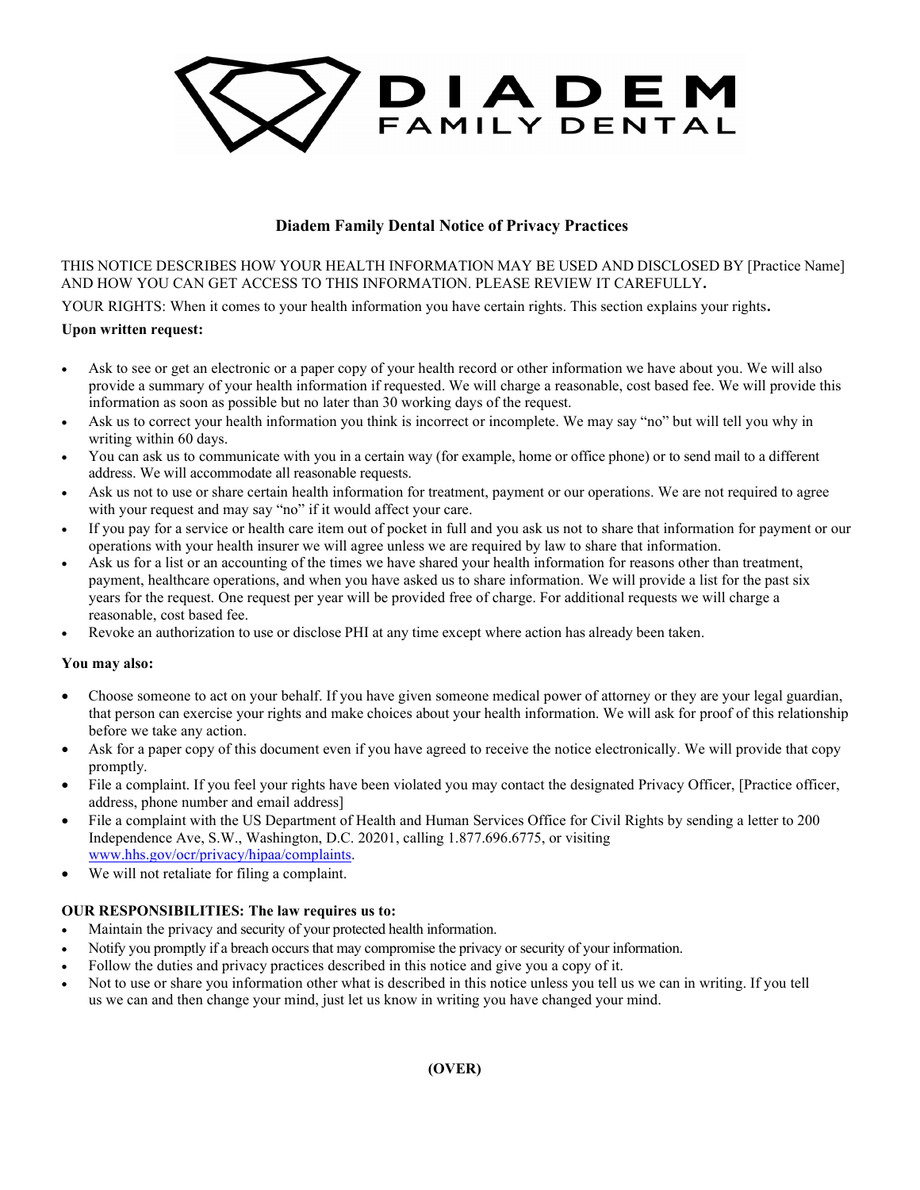# DIADEM FAMILY DENTAL

## Diadem Family Dental Notice of Privacy Practices

THIS NOTICE DESCRIBES HOW YOUR HEALTH INFORMATION MAY BE USED AND DISCLOSED BY [Practice Name] AND HOW YOU CAN GET ACCESS TO THIS INFORMATION. PLEASE REVIEW IT CAREFULLY.

YOUR RIGHTS: When it comes to your health information you have certain rights. This section explains your rights.

**Upon written request:**

- Ask to see or get an electronic or a paper copy of your health record or other information we have about you. We will also provide a summary of your health information if requested. We will charge a reasonable, cost based fee. We will provide this information as soon as possible but no later than 30 working days of the request.
- Ask us to correct your health information you think is incorrect or incomplete. We may say "no" but will tell you why in writing within 60 days.
- You can ask us to communicate with you in a certain way (for example, home or office phone) or to send mail to a different address. We will accommodate all reasonable requests.
- Ask us not to use or share certain health information for treatment, payment or our operations. We are not required to agree with your request and may say "no" if it would affect your care.
- If you pay for a service or health care item out of pocket in full and you ask us not to share that information for payment or our operations with your health insurer we will agree unless we are required by law to share that information.
- Ask us for a list or an accounting of the times we have shared your health information for reasons other than treatment, payment, healthcare operations, and when you have asked us to share information. We will provide a list for the past six years for the request. One request per year will be provided free of charge. For additional requests we will charge a reasonable, cost based fee.
- Revoke an authorization to use or disclose PHI at any time except where action has already been taken.

**You may also:**

- Choose someone to act on your behalf. If you have given someone medical power of attorney or they are your legal guardian, that person can exercise your rights and make choices about your health information. We will ask for proof of this relationship before we take any action.
- Ask for a paper copy of this document even if you have agreed to receive the notice electronically. We will provide that copy promptly.
- File a complaint. If you feel your rights have been violated you may contact the designated Privacy Officer, [Practice officer, address, phone number and email address]
- File a complaint with the US Department of Health and Human Services Office for Civil Rights by sending a letter to 200 Independence Ave, S.W., Washington, D.C. 20201, calling 1.877.696.6775, or visiting www.hhs.gov/ocr/privacy/hipaa/complaints.
- We will not retaliate for filing a complaint.

**OUR RESPONSIBILITIES: The law requires us to:**

- Maintain the privacy and security of your protected health information.
- Notify you promptly if a breach occurs that may compromise the privacy or security of your information.
- Follow the duties and privacy practices described in this notice and give you a copy of it.
- Not to use or share you information other what is described in this notice unless you tell us we can in writing. If you tell us we can and then change your mind, just let us know in writing you have changed your mind.

**(OVER)**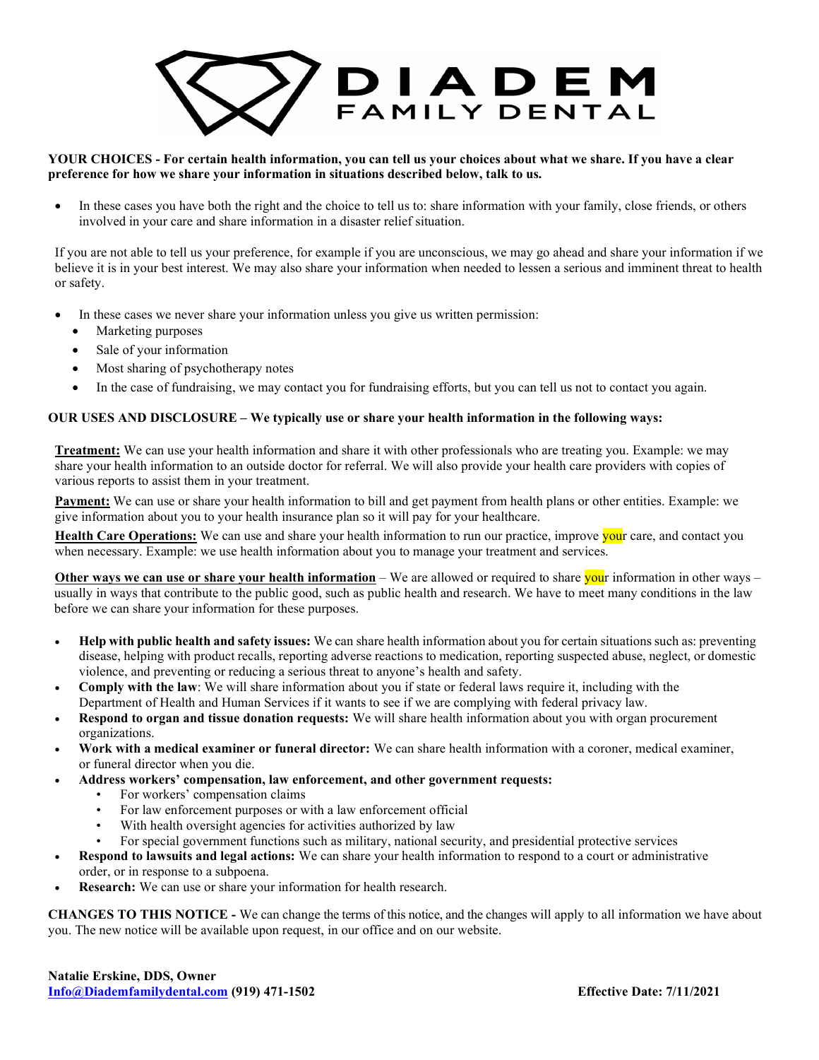# DIADEM FAMILY DENTAL

**YOUR CHOICES - For certain health information, you can tell us your choices about what we share. If you have a clear preference for how we share your information in situations described below, talk to us.**

- In these cases you have both the right and the choice to tell us to: share information with your family, close friends, or others involved in your care and share information in a disaster relief situation.

If you are not able to tell us your preference, for example if you are unconscious, we may go ahead and share your information if we believe it is in your best interest. We may also share your information when needed to lessen a serious and imminent threat to health or safety.

- In these cases we never share your information unless you give us written permission:
  - Marketing purposes
  - Sale of your information
  - Most sharing of psychotherapy notes
  - In the case of fundraising, we may contact you for fundraising efforts, but you can tell us not to contact you again.

**OUR USES AND DISCLOSURE – We typically use or share your health information in the following ways:**

**Treatment:** We can use your health information and share it with other professionals who are treating you. Example: we may share your health information to an outside doctor for referral. We will also provide your health care providers with copies of various reports to assist them in your treatment.

**Payment:** We can use or share your health information to bill and get payment from health plans or other entities. Example: we give information about you to your health insurance plan so it will pay for your healthcare.

**Health Care Operations:** We can use and share your health information to run our practice, improve your care, and contact you when necessary. Example: we use health information about you to manage your treatment and services.

**Other ways we can use or share your health information** – We are allowed or required to share your information in other ways – usually in ways that contribute to the public good, such as public health and research. We have to meet many conditions in the law before we can share your information for these purposes.

- **Help with public health and safety issues:** We can share health information about you for certain situations such as: preventing disease, helping with product recalls, reporting adverse reactions to medication, reporting suspected abuse, neglect, or domestic violence, and preventing or reducing a serious threat to anyone's health and safety.
- **Comply with the law**: We will share information about you if state or federal laws require it, including with the Department of Health and Human Services if it wants to see if we are complying with federal privacy law.
- **Respond to organ and tissue donation requests:** We will share health information about you with organ procurement organizations.
- **Work with a medical examiner or funeral director:** We can share health information with a coroner, medical examiner, or funeral director when you die.
- **Address workers' compensation, law enforcement, and other government requests:**
  - For workers' compensation claims
  - For law enforcement purposes or with a law enforcement official
  - With health oversight agencies for activities authorized by law
  - For special government functions such as military, national security, and presidential protective services
- **Respond to lawsuits and legal actions:** We can share your health information to respond to a court or administrative order, or in response to a subpoena.
- **Research:** We can use or share your information for health research.

**CHANGES TO THIS NOTICE -** We can change the terms of this notice, and the changes will apply to all information we have about you. The new notice will be available upon request, in our office and on our website.

**Natalie Erskine, DDS, Owner**
**Info@Diademfamilydental.com (919) 471-1502** **Effective Date: 7/11/2021**